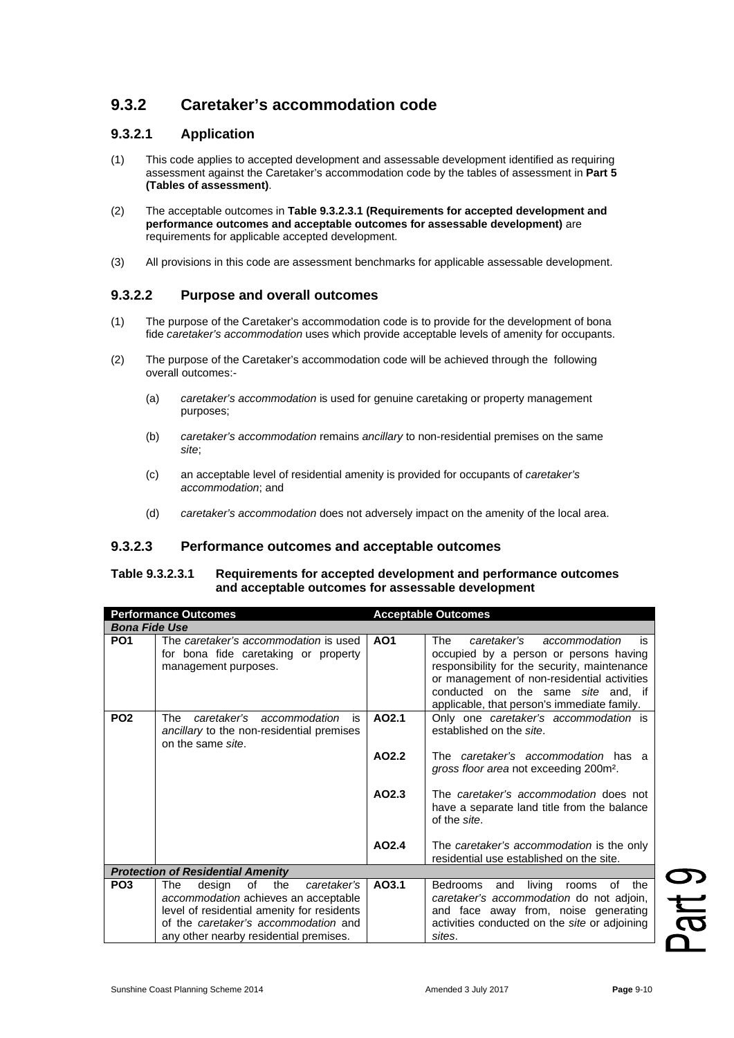## 9.3.2 Caretaker's accommodation code

### 9.3.2.1 Application

(1) This code applies to accepted development and assessable development identified as requiring assessment against the Caretaker's accommodation code by the tables of assessment in **Part 5 (Tables of assessment)**.

(2) The acceptable outcomes in **Table 9.3.2.3.1 (Requirements for accepted development and performance outcomes and acceptable outcomes for assessable development)** are requirements for applicable accepted development.

(3) All provisions in this code are assessment benchmarks for applicable assessable development.

### 9.3.2.2 Purpose and overall outcomes

(1) The purpose of the Caretaker's accommodation code is to provide for the development of bona fide *caretaker's accommodation* uses which provide acceptable levels of amenity for occupants.

(2) The purpose of the Caretaker's accommodation code will be achieved through the following overall outcomes:-

(a) *caretaker's accommodation* is used for genuine caretaking or property management purposes;

(b) *caretaker's accommodation* remains *ancillary* to non-residential premises on the same *site*;

(c) an acceptable level of residential amenity is provided for occupants of *caretaker's accommodation*; and

(d) *caretaker's accommodation* does not adversely impact on the amenity of the local area.

### 9.3.2.3 Performance outcomes and acceptable outcomes

**Table 9.3.2.3.1 Requirements for accepted development and performance outcomes and acceptable outcomes for assessable development**

| Performance Outcomes | | Acceptable Outcomes | |
|---|---|---|---|
| ***Bona Fide Use*** | | | |
| **PO1** | The *caretaker's accommodation* is used for bona fide caretaking or property management purposes. | **AO1** | The *caretaker's accommodation* is occupied by a person or persons having responsibility for the security, maintenance or management of non-residential activities conducted on the same *site* and, if applicable, that person's immediate family. |
| **PO2** | The *caretaker's accommodation* is *ancillary* to the non-residential premises on the same *site*. | **AO2.1** | Only one *caretaker's accommodation* is established on the *site*. |
| | | **AO2.2** | The *caretaker's accommodation* has a *gross floor area* not exceeding 200m². |
| | | **AO2.3** | The *caretaker's accommodation* does not have a separate land title from the balance of the *site*. |
| | | **AO2.4** | The *caretaker's accommodation* is the only residential use established on the site. |
| ***Protection of Residential Amenity*** | | | |
| **PO3** | The design of the *caretaker's accommodation* achieves an acceptable level of residential amenity for residents of the *caretaker's accommodation* and any other nearby residential premises. | **AO3.1** | Bedrooms and living rooms of the *caretaker's accommodation* do not adjoin, and face away from, noise generating activities conducted on the *site* or adjoining *sites*. |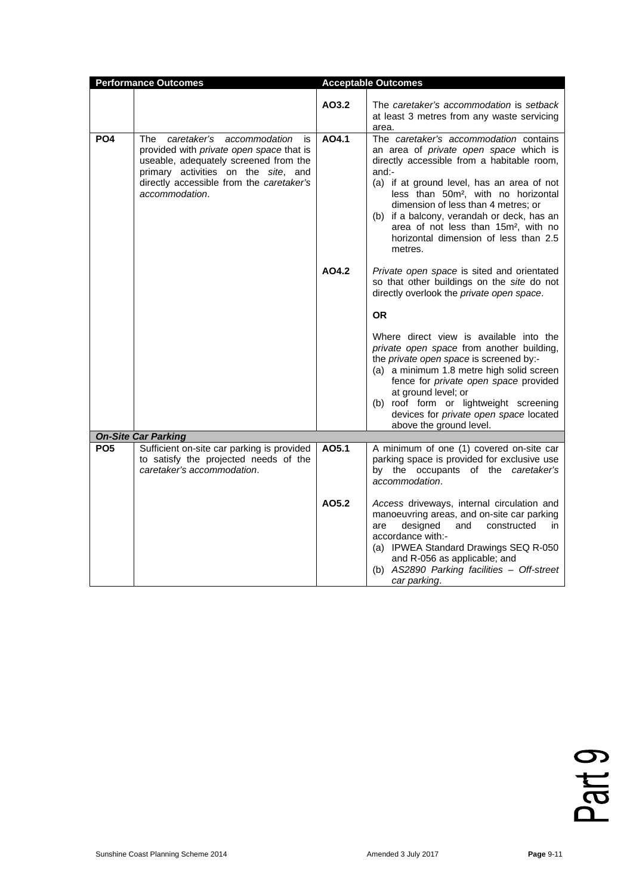| Performance Outcomes | | Acceptable Outcomes | |
|---|---|---|---|
| | | AO3.2 | The *caretaker's accommodation* is *setback* at least 3 metres from any waste servicing area. |
| **PO4** | The *caretaker's accommodation* is provided with *private open space* that is useable, adequately screened from the primary activities on the *site*, and directly accessible from the *caretaker's accommodation*. | **AO4.1** | The *caretaker's accommodation* contains an area of *private open space* which is directly accessible from a habitable room, and:-<br>(a) if at ground level, has an area of not less than 50m², with no horizontal dimension of less than 4 metres; or<br>(b) if a balcony, verandah or deck, has an area of not less than 15m², with no horizontal dimension of less than 2.5 metres. |
| | | **AO4.2** | *Private open space* is sited and orientated so that other buildings on the *site* do not directly overlook the *private open space*.<br><br>**OR**<br><br>Where direct view is available into the *private open space* from another building, the *private open space* is screened by:-<br>(a) a minimum 1.8 metre high solid screen fence for *private open space* provided at ground level; or<br>(b) roof form or lightweight screening devices for *private open space* located above the ground level. |
| ***On-Site Car Parking*** | | | |
| **PO5** | Sufficient on-site car parking is provided to satisfy the projected needs of the *caretaker's accommodation*. | **AO5.1** | A minimum of one (1) covered on-site car parking space is provided for exclusive use by the occupants of the *caretaker's accommodation*. |
| | | **AO5.2** | *Access* driveways, internal circulation and manoeuvring areas, and on-site car parking are designed and constructed in accordance with:-<br>(a) IPWEA Standard Drawings SEQ R-050 and R-056 as applicable; and<br>(b) *AS2890 Parking facilities – Off-street car parking*. |